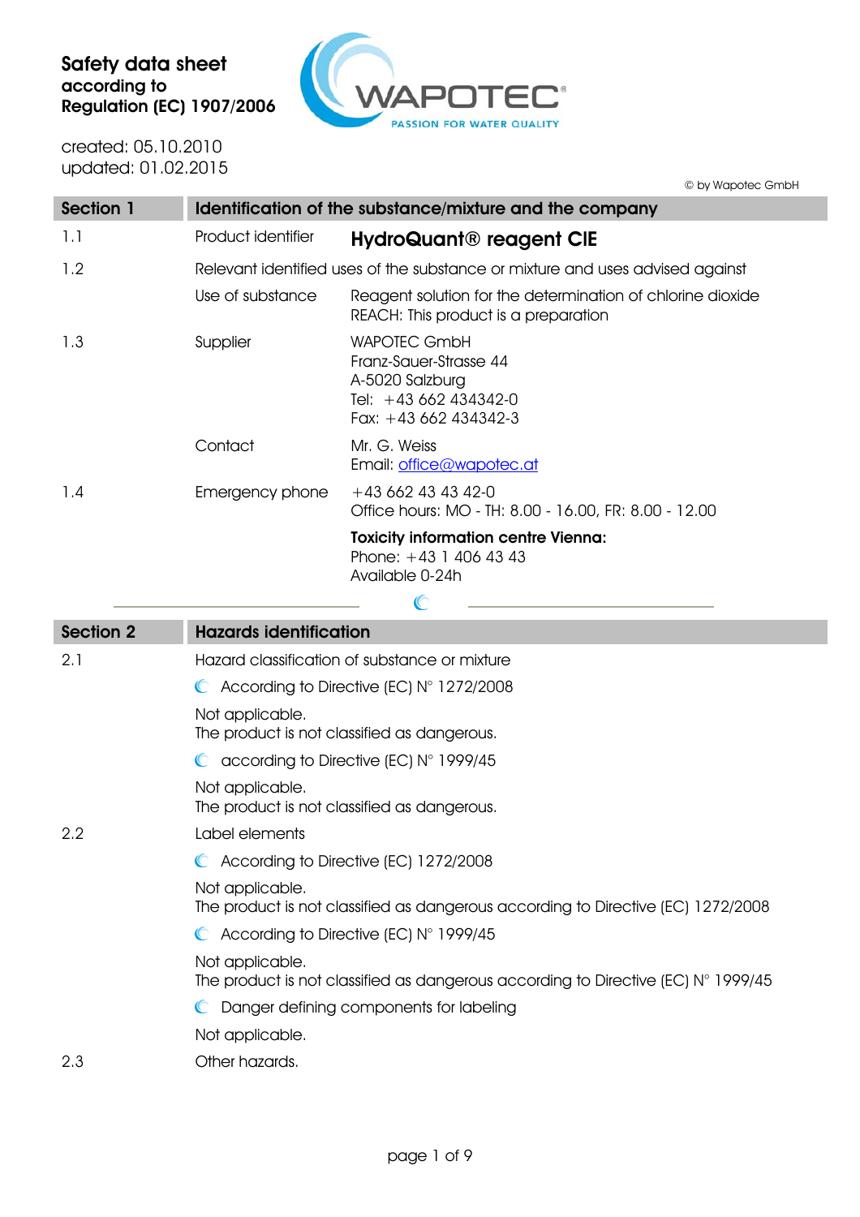**Safety data sheet**
**according to**
**Regulation (EC) 1907/2006**

created: 05.10.2010
updated: 01.02.2015

© by Wapotec GmbH

| Section 1 | Identification of the substance/mixture and the company | |
|---|---|---|
| 1.1 | Product identifier | **HydroQuant® reagent CIE** |
| 1.2 | Relevant identified uses of the substance or mixture and uses advised against | |
| | Use of substance | Reagent solution for the determination of chlorine dioxide<br>REACH: This product is a preparation |
| 1.3 | Supplier | WAPOTEC GmbH<br>Franz-Sauer-Strasse 44<br>A-5020 Salzburg<br>Tel: +43 662 434342-0<br>Fax: +43 662 434342-3 |
| | Contact | Mr. G. Weiss<br>Email: office@wapotec.at |
| 1.4 | Emergency phone | +43 662 43 43 42-0<br>Office hours: MO - TH: 8.00 - 16.00, FR: 8.00 - 12.00 |
| | | **Toxicity information centre Vienna:**<br>Phone: +43 1 406 43 43<br>Available 0-24h |

| Section 2 | Hazards identification |
|---|---|
| 2.1 | Hazard classification of substance or mixture |
| | According to Directive (EC) N° 1272/2008 |
| | Not applicable.<br>The product is not classified as dangerous. |
| | according to Directive (EC) N° 1999/45 |
| | Not applicable.<br>The product is not classified as dangerous. |
| 2.2 | Label elements |
| | According to Directive (EC) 1272/2008 |
| | Not applicable.<br>The product is not classified as dangerous according to Directive (EC) 1272/2008 |
| | According to Directive (EC) N° 1999/45 |
| | Not applicable.<br>The product is not classified as dangerous according to Directive (EC) N° 1999/45 |
| | Danger defining components for labeling |
| | Not applicable. |
| 2.3 | Other hazards. |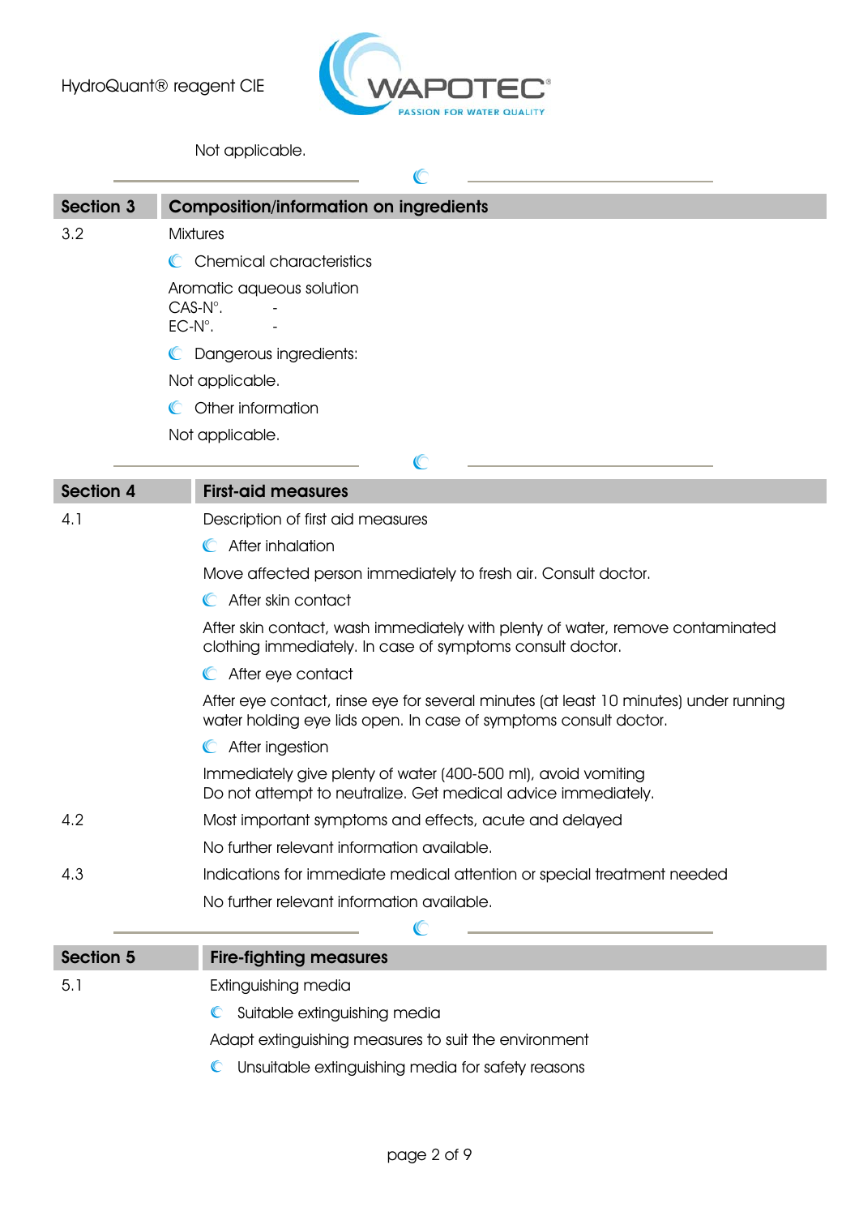Not applicable.

## Section 3 Composition/information on ingredients

3.2 Mixtures

**Chemical characteristics**

Aromatic aqueous solution
CAS-N°. -
EC-N°. -

**Dangerous ingredients:**

Not applicable.

**Other information**

Not applicable.

## Section 4 First-aid measures

4.1 Description of first aid measures

**After inhalation**

Move affected person immediately to fresh air. Consult doctor.

**After skin contact**

After skin contact, wash immediately with plenty of water, remove contaminated clothing immediately. In case of symptoms consult doctor.

**After eye contact**

After eye contact, rinse eye for several minutes (at least 10 minutes) under running water holding eye lids open. In case of symptoms consult doctor.

**After ingestion**

Immediately give plenty of water (400-500 ml), avoid vomiting
Do not attempt to neutralize. Get medical advice immediately.

4.2 Most important symptoms and effects, acute and delayed

No further relevant information available.

4.3 Indications for immediate medical attention or special treatment needed

No further relevant information available.

## Section 5 Fire-fighting measures

5.1 Extinguishing media

**Suitable extinguishing media**

Adapt extinguishing measures to suit the environment

**Unsuitable extinguishing media for safety reasons**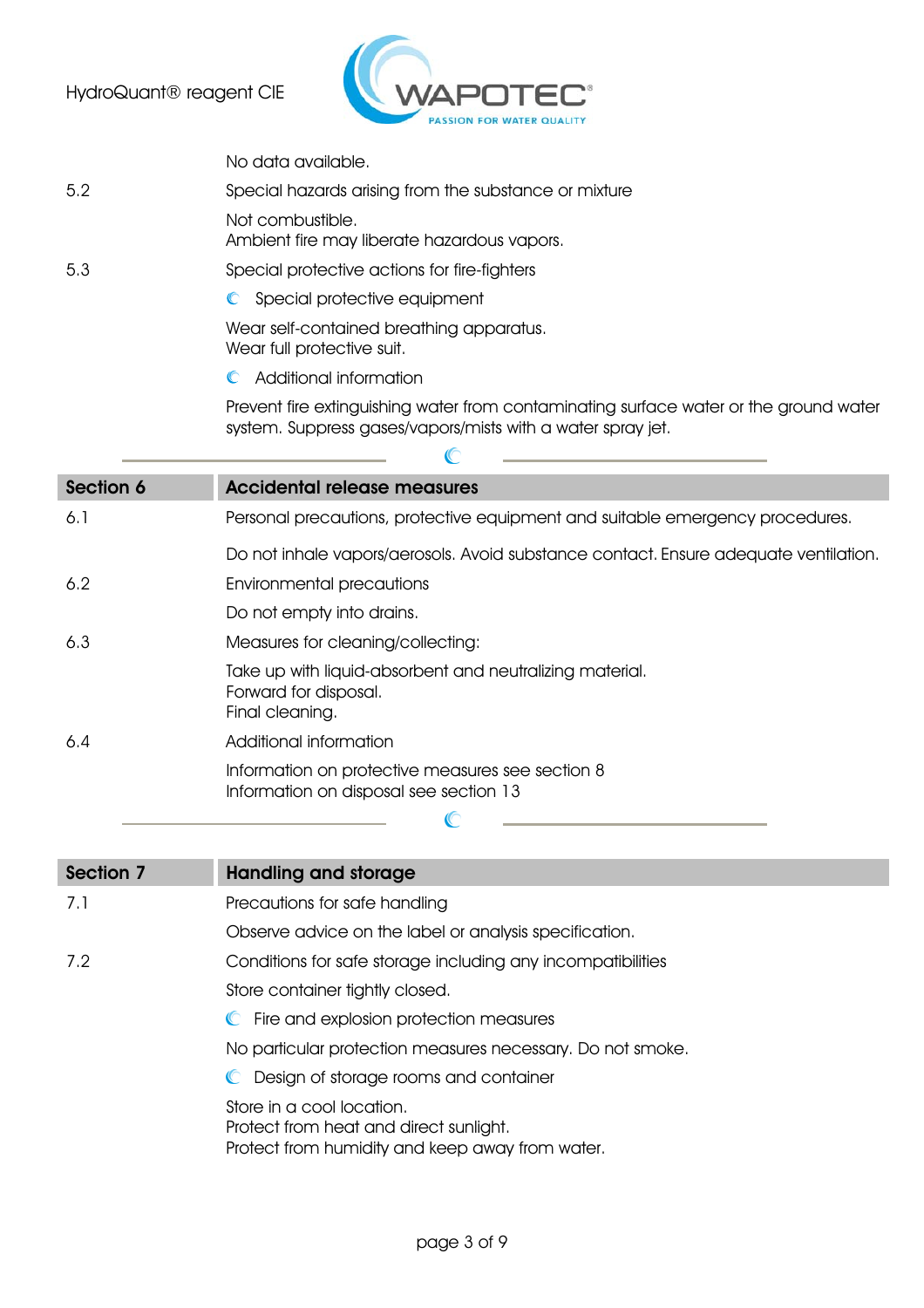No data available.

5.2 Special hazards arising from the substance or mixture

Not combustible.
Ambient fire may liberate hazardous vapors.

5.3 Special protective actions for fire-fighters

- Special protective equipment

Wear self-contained breathing apparatus.
Wear full protective suit.

- Additional information

Prevent fire extinguishing water from contaminating surface water or the ground water system. Suppress gases/vapors/mists with a water spray jet.

## Section 6 Accidental release measures

6.1 Personal precautions, protective equipment and suitable emergency procedures.

Do not inhale vapors/aerosols. Avoid substance contact. Ensure adequate ventilation.

6.2 Environmental precautions

Do not empty into drains.

6.3 Measures for cleaning/collecting:

Take up with liquid-absorbent and neutralizing material.
Forward for disposal.
Final cleaning.

6.4 Additional information

Information on protective measures see section 8
Information on disposal see section 13

## Section 7 Handling and storage

7.1 Precautions for safe handling

Observe advice on the label or analysis specification.

7.2 Conditions for safe storage including any incompatibilities

Store container tightly closed.

- Fire and explosion protection measures

No particular protection measures necessary. Do not smoke.

- Design of storage rooms and container

Store in a cool location.
Protect from heat and direct sunlight.
Protect from humidity and keep away from water.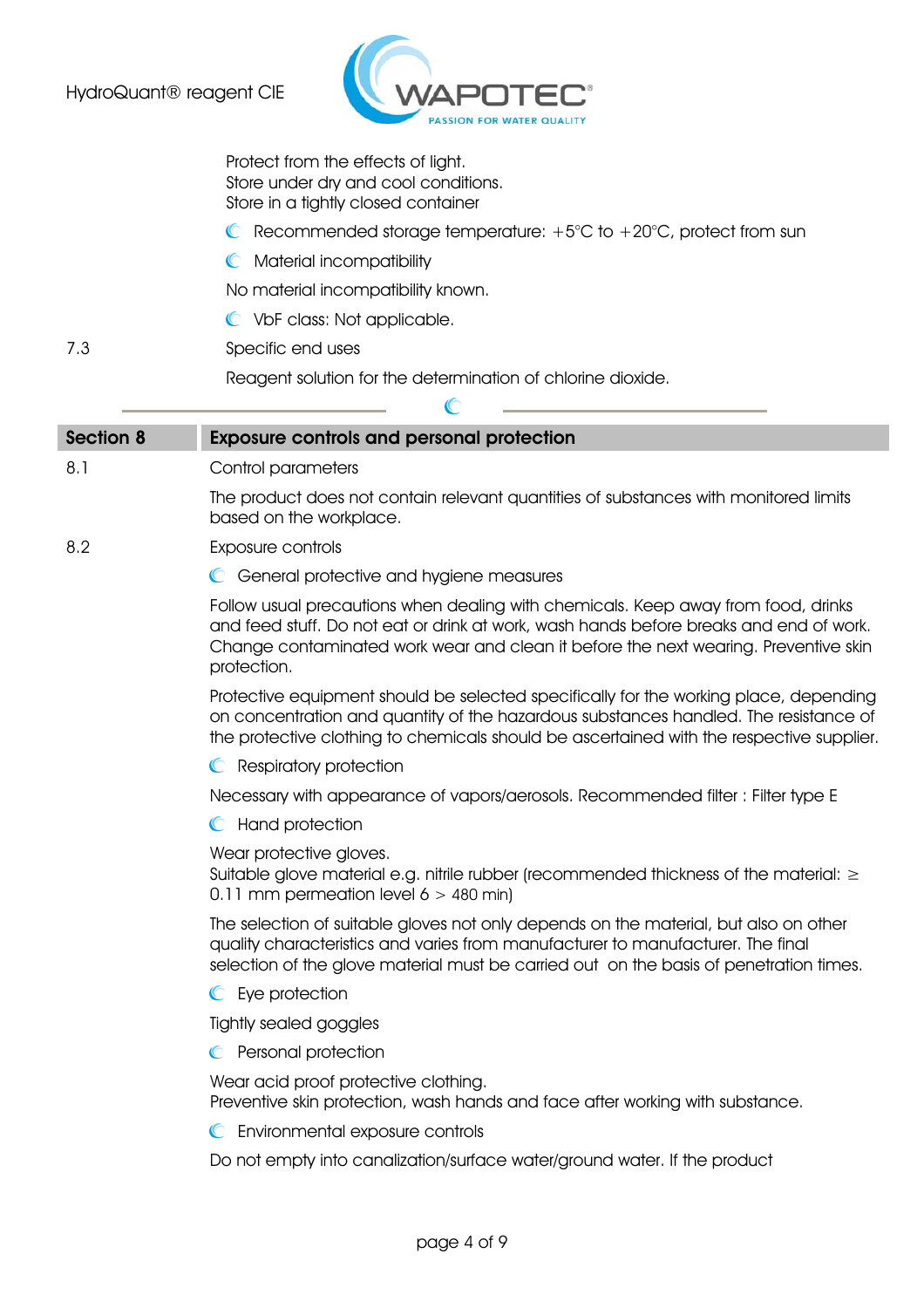Protect from the effects of light.
Store under dry and cool conditions.
Store in a tightly closed container

- Recommended storage temperature: +5°C to +20°C, protect from sun
- Material incompatibility

No material incompatibility known.

- VbF class: Not applicable.

7.3 Specific end uses

Reagent solution for the determination of chlorine dioxide.

## Section 8 Exposure controls and personal protection

8.1 Control parameters

The product does not contain relevant quantities of substances with monitored limits based on the workplace.

8.2 Exposure controls

- General protective and hygiene measures

Follow usual precautions when dealing with chemicals. Keep away from food, drinks and feed stuff. Do not eat or drink at work, wash hands before breaks and end of work. Change contaminated work wear and clean it before the next wearing. Preventive skin protection.

Protective equipment should be selected specifically for the working place, depending on concentration and quantity of the hazardous substances handled. The resistance of the protective clothing to chemicals should be ascertained with the respective supplier.

- Respiratory protection

Necessary with appearance of vapors/aerosols. Recommended filter : Filter type E

- Hand protection

Wear protective gloves.
Suitable glove material e.g. nitrile rubber (recommended thickness of the material: ≥ 0.11 mm permeation level 6 > 480 min)

The selection of suitable gloves not only depends on the material, but also on other quality characteristics and varies from manufacturer to manufacturer. The final selection of the glove material must be carried out on the basis of penetration times.

- Eye protection

Tightly sealed goggles

- Personal protection

Wear acid proof protective clothing.
Preventive skin protection, wash hands and face after working with substance.

- Environmental exposure controls

Do not empty into canalization/surface water/ground water. If the product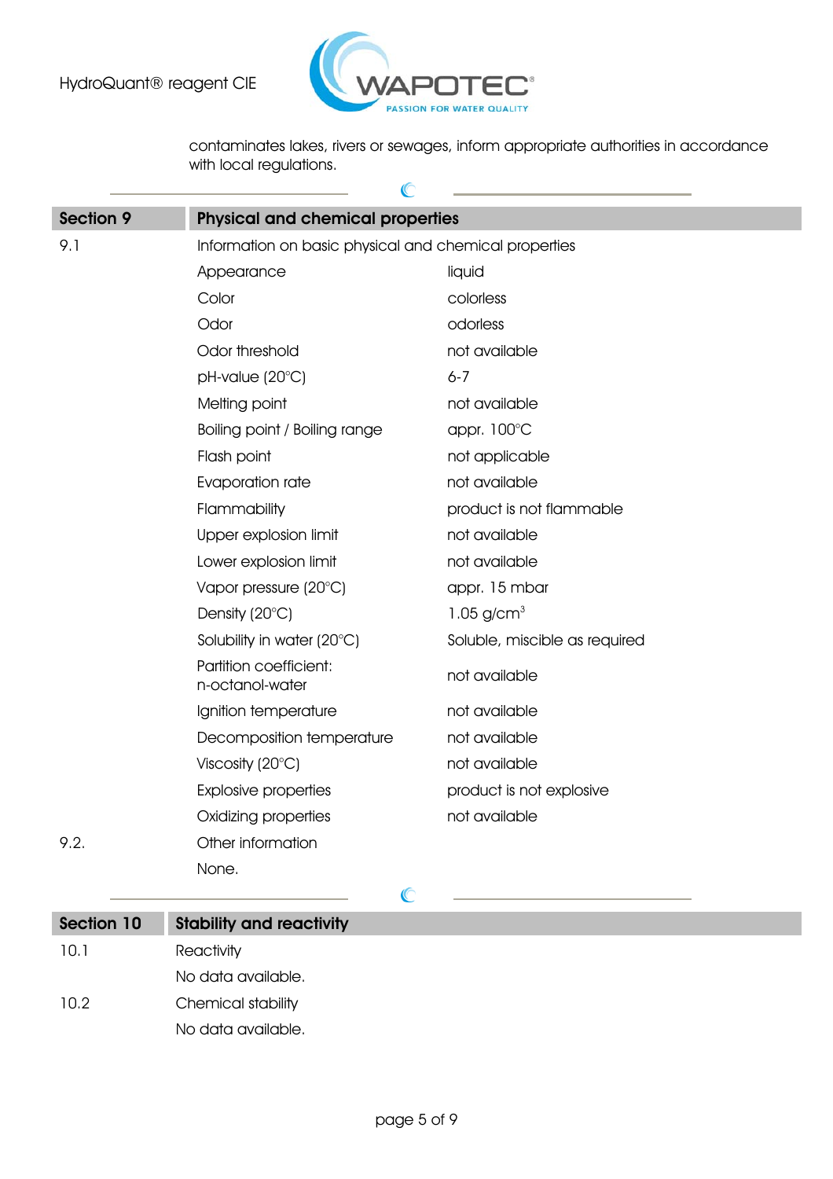contaminates lakes, rivers or sewages, inform appropriate authorities in accordance with local regulations.

## Section 9 Physical and chemical properties

**9.1** Information on basic physical and chemical properties

| Property | Value |
|---|---|
| Appearance | liquid |
| Color | colorless |
| Odor | odorless |
| Odor threshold | not available |
| pH-value (20°C) | 6-7 |
| Melting point | not available |
| Boiling point / Boiling range | appr. 100°C |
| Flash point | not applicable |
| Evaporation rate | not available |
| Flammability | product is not flammable |
| Upper explosion limit | not available |
| Lower explosion limit | not available |
| Vapor pressure (20°C) | appr. 15 mbar |
| Density (20°C) | 1.05 g/cm$^3$ |
| Solubility in water (20°C) | Soluble, miscible as required |
| Partition coefficient: n-octanol-water | not available |
| Ignition temperature | not available |
| Decomposition temperature | not available |
| Viscosity (20°C) | not available |
| Explosive properties | product is not explosive |
| Oxidizing properties | not available |

**9.2.** Other information

None.

## Section 10 Stability and reactivity

**10.1** Reactivity

No data available.

**10.2** Chemical stability

No data available.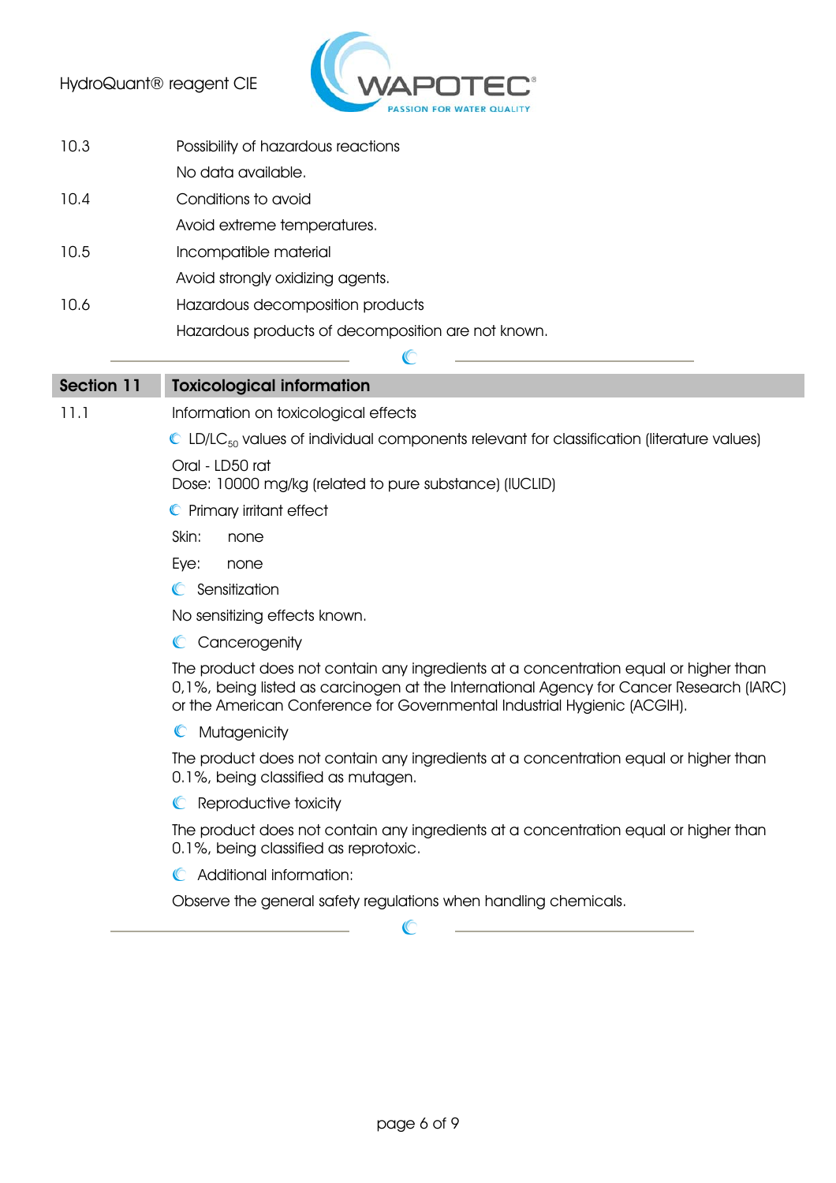10.3 Possibility of hazardous reactions

No data available.

10.4 Conditions to avoid

Avoid extreme temperatures.

10.5 Incompatible material

Avoid strongly oxidizing agents.

10.6 Hazardous decomposition products

Hazardous products of decomposition are not known.

## Section 11 Toxicological information

11.1 Information on toxicological effects

LD/$LC_{50}$ values of individual components relevant for classification (literature values)

Oral - LD50 rat
Dose: 10000 mg/kg (related to pure substance) (IUCLID)

Primary irritant effect

Skin: none

Eye: none

Sensitization

No sensitizing effects known.

Cancerogenity

The product does not contain any ingredients at a concentration equal or higher than 0,1%, being listed as carcinogen at the International Agency for Cancer Research (IARC) or the American Conference for Governmental Industrial Hygienic (ACGIH).

Mutagenicity

The product does not contain any ingredients at a concentration equal or higher than 0.1%, being classified as mutagen.

Reproductive toxicity

The product does not contain any ingredients at a concentration equal or higher than 0.1%, being classified as reprotoxic.

Additional information:

Observe the general safety regulations when handling chemicals.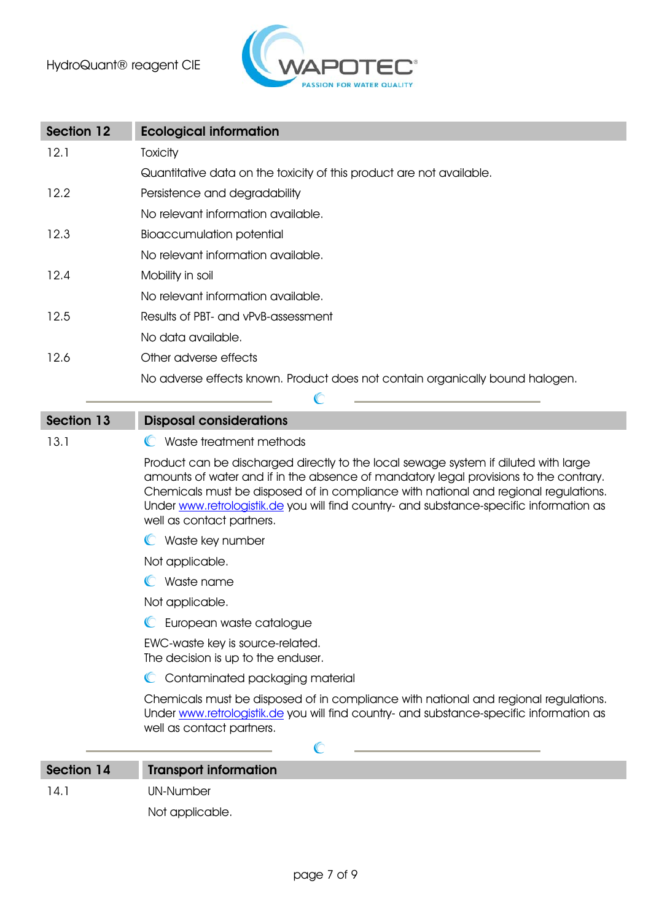## Section 12 Ecological information

**12.1** Toxicity

Quantitative data on the toxicity of this product are not available.

**12.2** Persistence and degradability

No relevant information available.

**12.3** Bioaccumulation potential

No relevant information available.

**12.4** Mobility in soil

No relevant information available.

**12.5** Results of PBT- and vPvB-assessment

No data available.

**12.6** Other adverse effects

No adverse effects known. Product does not contain organically bound halogen.

## Section 13 Disposal considerations

**13.1** Waste treatment methods

Product can be discharged directly to the local sewage system if diluted with large amounts of water and if in the absence of mandatory legal provisions to the contrary. Chemicals must be disposed of in compliance with national and regional regulations. Under www.retrologistik.de you will find country- and substance-specific information as well as contact partners.

Waste key number

Not applicable.

Waste name

Not applicable.

European waste catalogue

EWC-waste key is source-related.
The decision is up to the enduser.

Contaminated packaging material

Chemicals must be disposed of in compliance with national and regional regulations. Under www.retrologistik.de you will find country- and substance-specific information as well as contact partners.

## Section 14 Transport information

**14.1** UN-Number

Not applicable.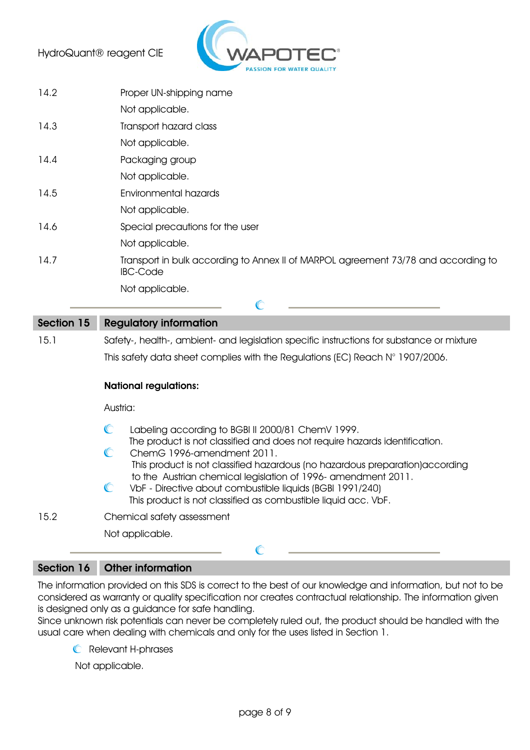14.2 Proper UN-shipping name

Not applicable.

14.3 Transport hazard class

Not applicable.

14.4 Packaging group

Not applicable.

14.5 Environmental hazards

Not applicable.

14.6 Special precautions for the user

Not applicable.

14.7 Transport in bulk according to Annex II of MARPOL agreement 73/78 and according to IBC-Code

Not applicable.

## Section 15 Regulatory information

15.1 Safety-, health-, ambient- and legislation specific instructions for substance or mixture

This safety data sheet complies with the Regulations (EC) Reach N° 1907/2006.

**National regulations:**

Austria:

- Labeling according to BGBl II 2000/81 ChemV 1999.
  The product is not classified and does not require hazards identification.
- ChemG 1996-amendment 2011.
  This product is not classified hazardous (no hazardous preparation)according to the Austrian chemical legislation of 1996- amendment 2011.
- VbF - Directive about combustible liquids (BGBl 1991/240)
  This product is not classified as combustible liquid acc. VbF.

15.2 Chemical safety assessment

Not applicable.

## Section 16 Other information

The information provided on this SDS is correct to the best of our knowledge and information, but not to be considered as warranty or quality specification nor creates contractual relationship. The information given is designed only as a guidance for safe handling.
Since unknown risk potentials can never be completely ruled out, the product should be handled with the usual care when dealing with chemicals and only for the uses listed in Section 1.

- Relevant H-phrases

Not applicable.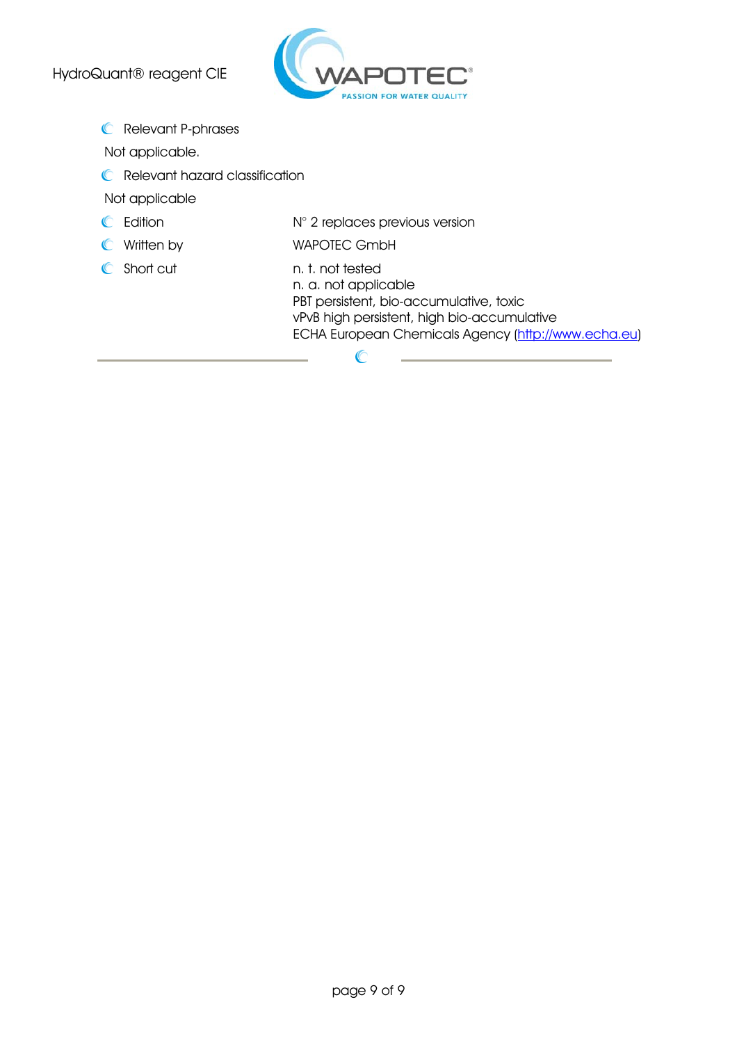- Relevant P-phrases

Not applicable.

- Relevant hazard classification

Not applicable

| | |
|---|---|
| Edition | N° 2 replaces previous version |
| Written by | WAPOTEC GmbH |
| Short cut | n. t. not tested<br>n. a. not applicable<br>PBT persistent, bio-accumulative, toxic<br>vPvB high persistent, high bio-accumulative<br>ECHA European Chemicals Agency (http://www.echa.eu) |